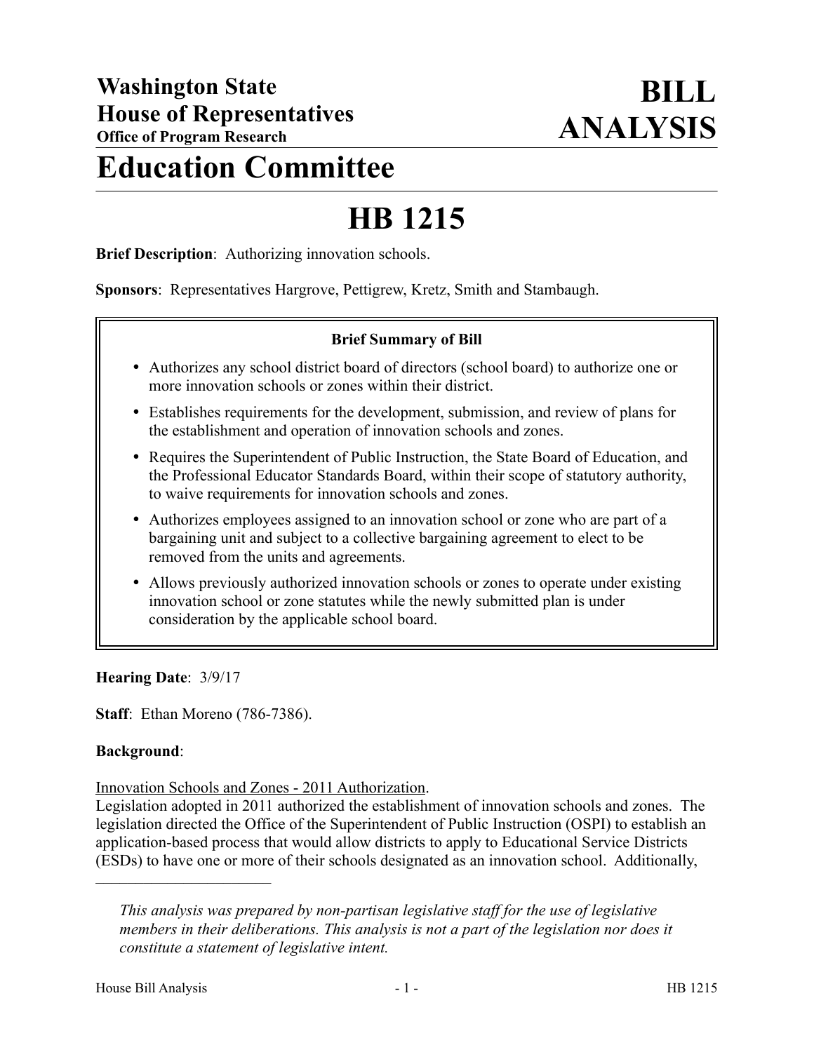# Washington State House of Representatives
**Office of Program Research**

# BILL ANALYSIS

# Education Committee

# HB 1215

**Brief Description**: Authorizing innovation schools.

**Sponsors**: Representatives Hargrove, Pettigrew, Kretz, Smith and Stambaugh.

**Brief Summary of Bill**

- Authorizes any school district board of directors (school board) to authorize one or more innovation schools or zones within their district.
- Establishes requirements for the development, submission, and review of plans for the establishment and operation of innovation schools and zones.
- Requires the Superintendent of Public Instruction, the State Board of Education, and the Professional Educator Standards Board, within their scope of statutory authority, to waive requirements for innovation schools and zones.
- Authorizes employees assigned to an innovation school or zone who are part of a bargaining unit and subject to a collective bargaining agreement to elect to be removed from the units and agreements.
- Allows previously authorized innovation schools or zones to operate under existing innovation school or zone statutes while the newly submitted plan is under consideration by the applicable school board.

**Hearing Date**: 3/9/17

**Staff**: Ethan Moreno (786-7386).

**Background**:

Innovation Schools and Zones - 2011 Authorization.
Legislation adopted in 2011 authorized the establishment of innovation schools and zones. The legislation directed the Office of the Superintendent of Public Instruction (OSPI) to establish an application-based process that would allow districts to apply to Educational Service Districts (ESDs) to have one or more of their schools designated as an innovation school. Additionally,

---

*This analysis was prepared by non-partisan legislative staff for the use of legislative members in their deliberations. This analysis is not a part of the legislation nor does it constitute a statement of legislative intent.*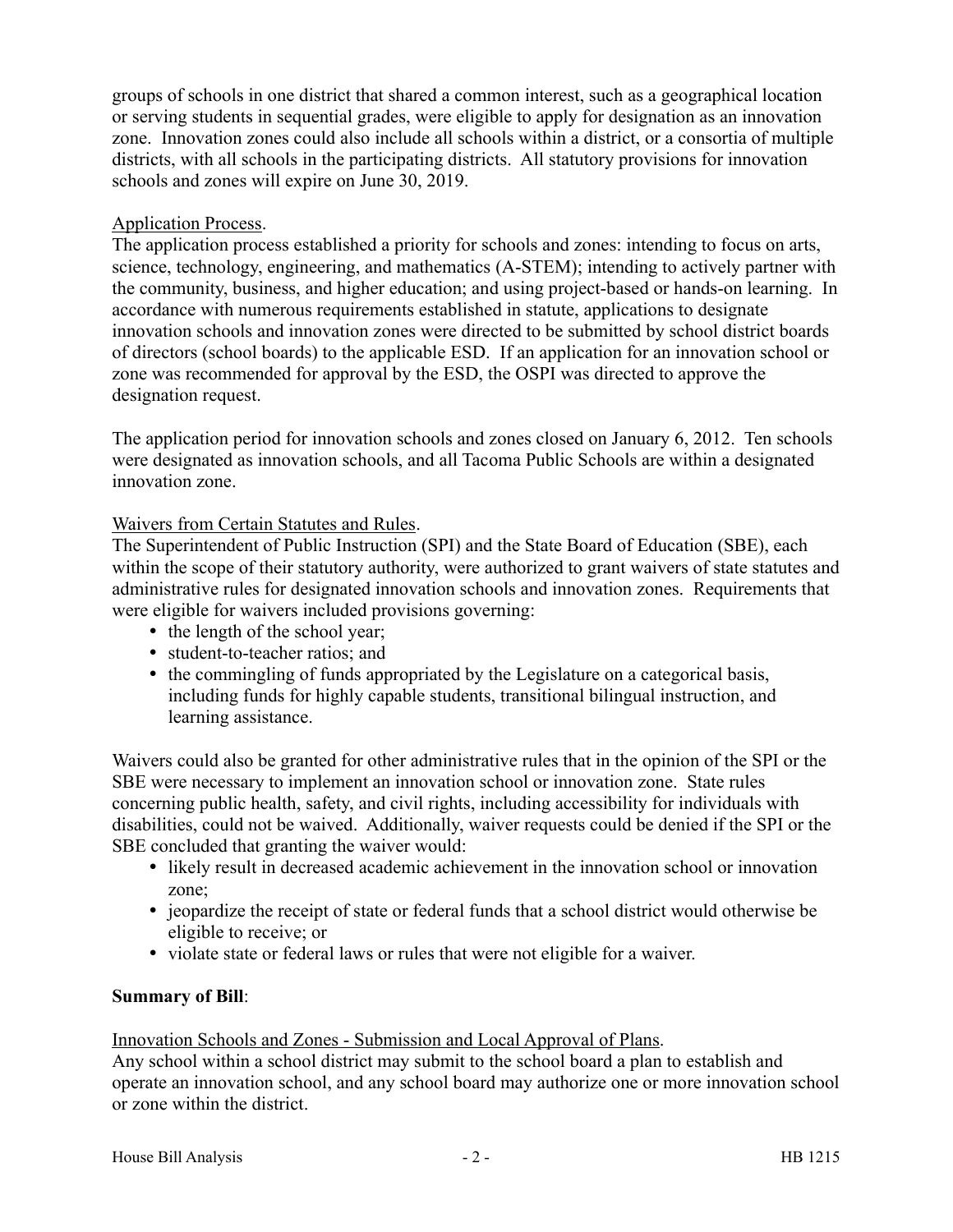groups of schools in one district that shared a common interest, such as a geographical location or serving students in sequential grades, were eligible to apply for designation as an innovation zone. Innovation zones could also include all schools within a district, or a consortia of multiple districts, with all schools in the participating districts. All statutory provisions for innovation schools and zones will expire on June 30, 2019.

Application Process.
The application process established a priority for schools and zones: intending to focus on arts, science, technology, engineering, and mathematics (A-STEM); intending to actively partner with the community, business, and higher education; and using project-based or hands-on learning. In accordance with numerous requirements established in statute, applications to designate innovation schools and innovation zones were directed to be submitted by school district boards of directors (school boards) to the applicable ESD. If an application for an innovation school or zone was recommended for approval by the ESD, the OSPI was directed to approve the designation request.

The application period for innovation schools and zones closed on January 6, 2012. Ten schools were designated as innovation schools, and all Tacoma Public Schools are within a designated innovation zone.

Waivers from Certain Statutes and Rules.
The Superintendent of Public Instruction (SPI) and the State Board of Education (SBE), each within the scope of their statutory authority, were authorized to grant waivers of state statutes and administrative rules for designated innovation schools and innovation zones. Requirements that were eligible for waivers included provisions governing:

- the length of the school year;
- student-to-teacher ratios; and
- the commingling of funds appropriated by the Legislature on a categorical basis, including funds for highly capable students, transitional bilingual instruction, and learning assistance.

Waivers could also be granted for other administrative rules that in the opinion of the SPI or the SBE were necessary to implement an innovation school or innovation zone. State rules concerning public health, safety, and civil rights, including accessibility for individuals with disabilities, could not be waived. Additionally, waiver requests could be denied if the SPI or the SBE concluded that granting the waiver would:

- likely result in decreased academic achievement in the innovation school or innovation zone;
- jeopardize the receipt of state or federal funds that a school district would otherwise be eligible to receive; or
- violate state or federal laws or rules that were not eligible for a waiver.

**Summary of Bill**:

Innovation Schools and Zones - Submission and Local Approval of Plans.
Any school within a school district may submit to the school board a plan to establish and operate an innovation school, and any school board may authorize one or more innovation school or zone within the district.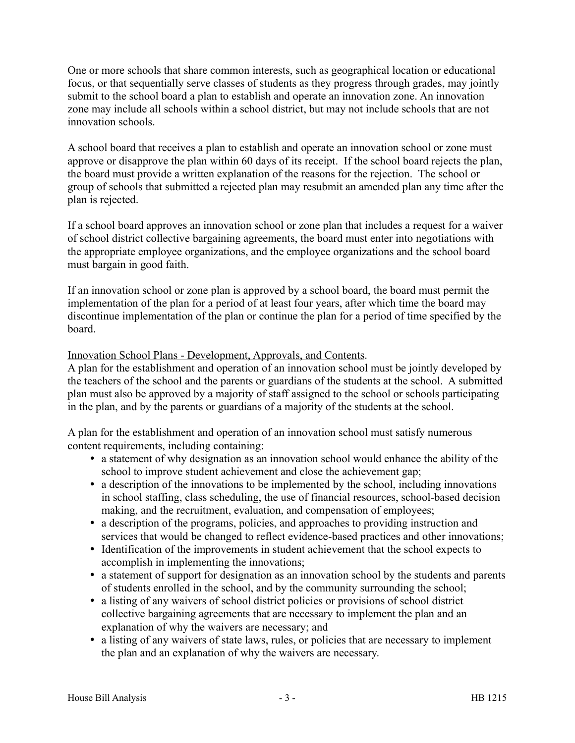One or more schools that share common interests, such as geographical location or educational focus, or that sequentially serve classes of students as they progress through grades, may jointly submit to the school board a plan to establish and operate an innovation zone. An innovation zone may include all schools within a school district, but may not include schools that are not innovation schools.

A school board that receives a plan to establish and operate an innovation school or zone must approve or disapprove the plan within 60 days of its receipt. If the school board rejects the plan, the board must provide a written explanation of the reasons for the rejection. The school or group of schools that submitted a rejected plan may resubmit an amended plan any time after the plan is rejected.

If a school board approves an innovation school or zone plan that includes a request for a waiver of school district collective bargaining agreements, the board must enter into negotiations with the appropriate employee organizations, and the employee organizations and the school board must bargain in good faith.

If an innovation school or zone plan is approved by a school board, the board must permit the implementation of the plan for a period of at least four years, after which time the board may discontinue implementation of the plan or continue the plan for a period of time specified by the board.

Innovation School Plans - Development, Approvals, and Contents.

A plan for the establishment and operation of an innovation school must be jointly developed by the teachers of the school and the parents or guardians of the students at the school. A submitted plan must also be approved by a majority of staff assigned to the school or schools participating in the plan, and by the parents or guardians of a majority of the students at the school.

A plan for the establishment and operation of an innovation school must satisfy numerous content requirements, including containing:

- a statement of why designation as an innovation school would enhance the ability of the school to improve student achievement and close the achievement gap;
- a description of the innovations to be implemented by the school, including innovations in school staffing, class scheduling, the use of financial resources, school-based decision making, and the recruitment, evaluation, and compensation of employees;
- a description of the programs, policies, and approaches to providing instruction and services that would be changed to reflect evidence-based practices and other innovations;
- Identification of the improvements in student achievement that the school expects to accomplish in implementing the innovations;
- a statement of support for designation as an innovation school by the students and parents of students enrolled in the school, and by the community surrounding the school;
- a listing of any waivers of school district policies or provisions of school district collective bargaining agreements that are necessary to implement the plan and an explanation of why the waivers are necessary; and
- a listing of any waivers of state laws, rules, or policies that are necessary to implement the plan and an explanation of why the waivers are necessary.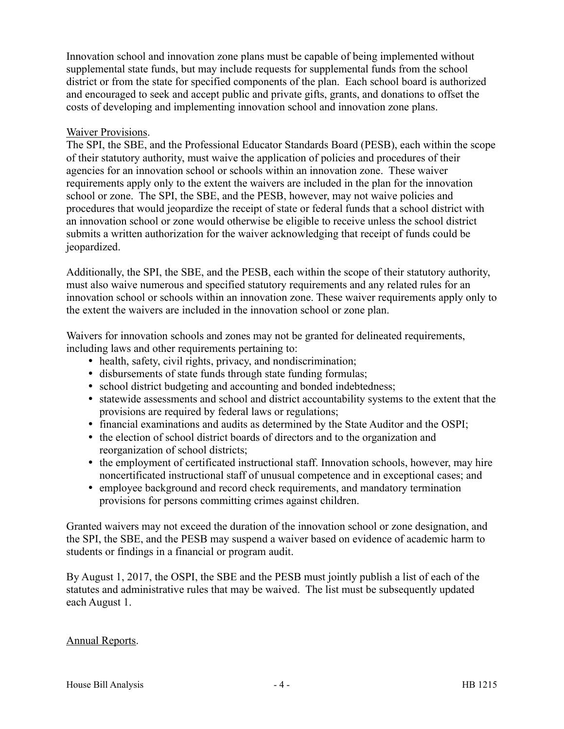Innovation school and innovation zone plans must be capable of being implemented without supplemental state funds, but may include requests for supplemental funds from the school district or from the state for specified components of the plan. Each school board is authorized and encouraged to seek and accept public and private gifts, grants, and donations to offset the costs of developing and implementing innovation school and innovation zone plans.

Waiver Provisions.

The SPI, the SBE, and the Professional Educator Standards Board (PESB), each within the scope of their statutory authority, must waive the application of policies and procedures of their agencies for an innovation school or schools within an innovation zone. These waiver requirements apply only to the extent the waivers are included in the plan for the innovation school or zone. The SPI, the SBE, and the PESB, however, may not waive policies and procedures that would jeopardize the receipt of state or federal funds that a school district with an innovation school or zone would otherwise be eligible to receive unless the school district submits a written authorization for the waiver acknowledging that receipt of funds could be jeopardized.

Additionally, the SPI, the SBE, and the PESB, each within the scope of their statutory authority, must also waive numerous and specified statutory requirements and any related rules for an innovation school or schools within an innovation zone. These waiver requirements apply only to the extent the waivers are included in the innovation school or zone plan.

Waivers for innovation schools and zones may not be granted for delineated requirements, including laws and other requirements pertaining to:

- health, safety, civil rights, privacy, and nondiscrimination;
- disbursements of state funds through state funding formulas;
- school district budgeting and accounting and bonded indebtedness;
- statewide assessments and school and district accountability systems to the extent that the provisions are required by federal laws or regulations;
- financial examinations and audits as determined by the State Auditor and the OSPI;
- the election of school district boards of directors and to the organization and reorganization of school districts;
- the employment of certificated instructional staff. Innovation schools, however, may hire noncertificated instructional staff of unusual competence and in exceptional cases; and
- employee background and record check requirements, and mandatory termination provisions for persons committing crimes against children.

Granted waivers may not exceed the duration of the innovation school or zone designation, and the SPI, the SBE, and the PESB may suspend a waiver based on evidence of academic harm to students or findings in a financial or program audit.

By August 1, 2017, the OSPI, the SBE and the PESB must jointly publish a list of each of the statutes and administrative rules that may be waived. The list must be subsequently updated each August 1.

Annual Reports.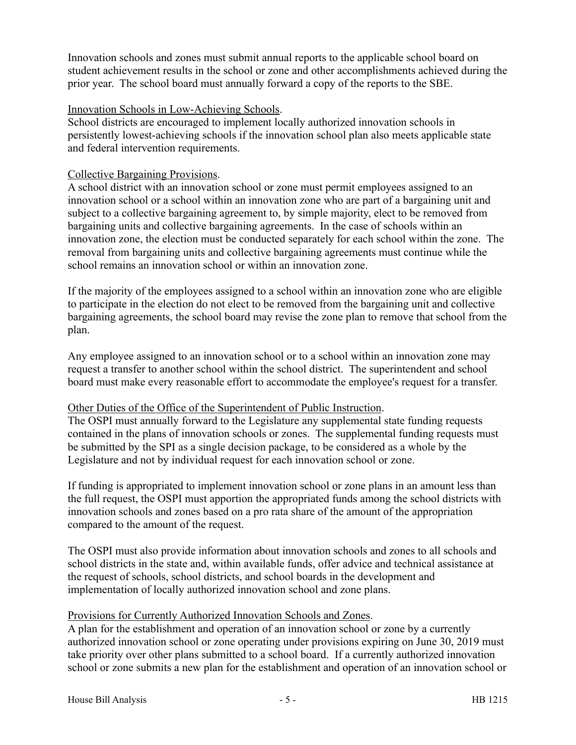Innovation schools and zones must submit annual reports to the applicable school board on student achievement results in the school or zone and other accomplishments achieved during the prior year. The school board must annually forward a copy of the reports to the SBE.

Innovation Schools in Low-Achieving Schools.

School districts are encouraged to implement locally authorized innovation schools in persistently lowest-achieving schools if the innovation school plan also meets applicable state and federal intervention requirements.

Collective Bargaining Provisions.

A school district with an innovation school or zone must permit employees assigned to an innovation school or a school within an innovation zone who are part of a bargaining unit and subject to a collective bargaining agreement to, by simple majority, elect to be removed from bargaining units and collective bargaining agreements. In the case of schools within an innovation zone, the election must be conducted separately for each school within the zone. The removal from bargaining units and collective bargaining agreements must continue while the school remains an innovation school or within an innovation zone.

If the majority of the employees assigned to a school within an innovation zone who are eligible to participate in the election do not elect to be removed from the bargaining unit and collective bargaining agreements, the school board may revise the zone plan to remove that school from the plan.

Any employee assigned to an innovation school or to a school within an innovation zone may request a transfer to another school within the school district. The superintendent and school board must make every reasonable effort to accommodate the employee's request for a transfer.

Other Duties of the Office of the Superintendent of Public Instruction.

The OSPI must annually forward to the Legislature any supplemental state funding requests contained in the plans of innovation schools or zones. The supplemental funding requests must be submitted by the SPI as a single decision package, to be considered as a whole by the Legislature and not by individual request for each innovation school or zone.

If funding is appropriated to implement innovation school or zone plans in an amount less than the full request, the OSPI must apportion the appropriated funds among the school districts with innovation schools and zones based on a pro rata share of the amount of the appropriation compared to the amount of the request.

The OSPI must also provide information about innovation schools and zones to all schools and school districts in the state and, within available funds, offer advice and technical assistance at the request of schools, school districts, and school boards in the development and implementation of locally authorized innovation school and zone plans.

Provisions for Currently Authorized Innovation Schools and Zones.

A plan for the establishment and operation of an innovation school or zone by a currently authorized innovation school or zone operating under provisions expiring on June 30, 2019 must take priority over other plans submitted to a school board. If a currently authorized innovation school or zone submits a new plan for the establishment and operation of an innovation school or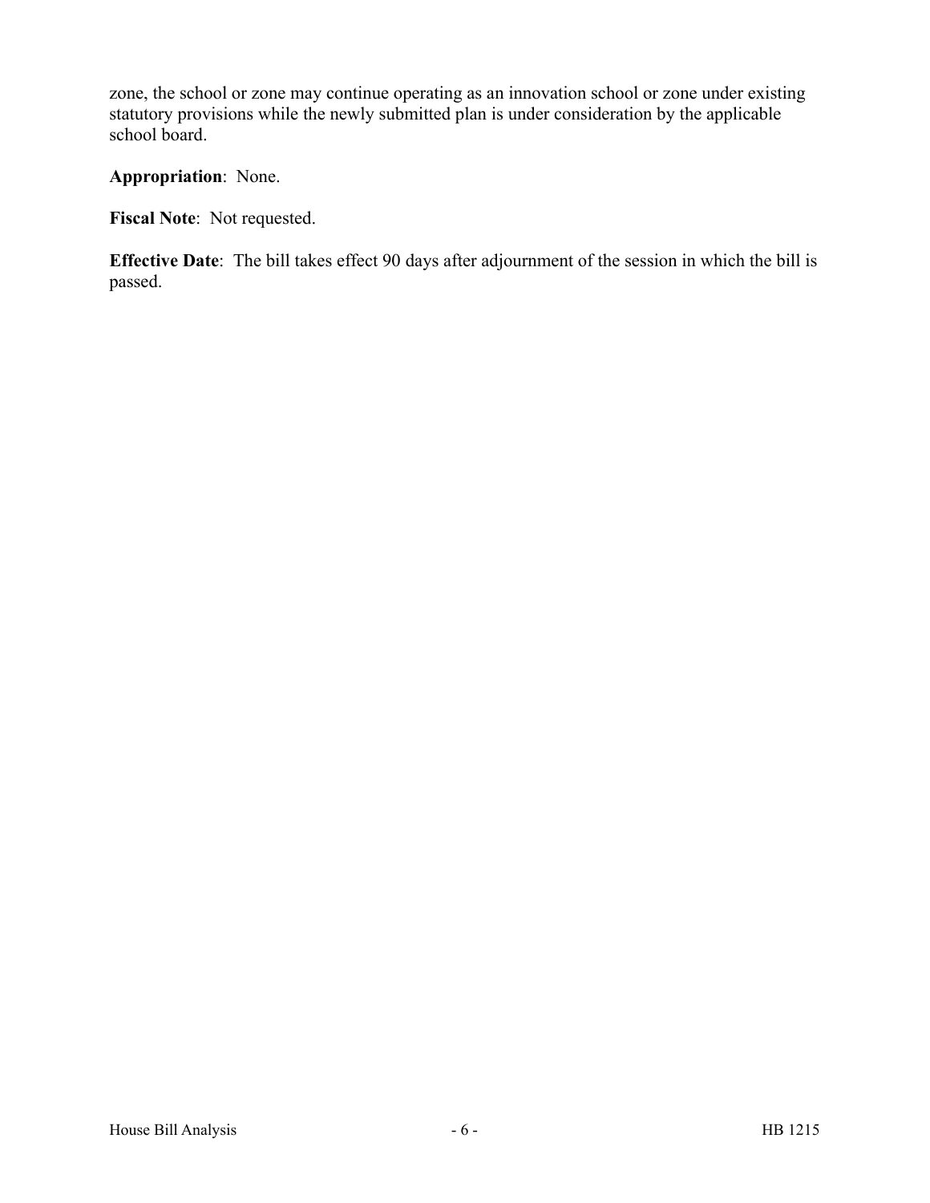zone, the school or zone may continue operating as an innovation school or zone under existing statutory provisions while the newly submitted plan is under consideration by the applicable school board.

**Appropriation**: None.

**Fiscal Note**: Not requested.

**Effective Date**: The bill takes effect 90 days after adjournment of the session in which the bill is passed.